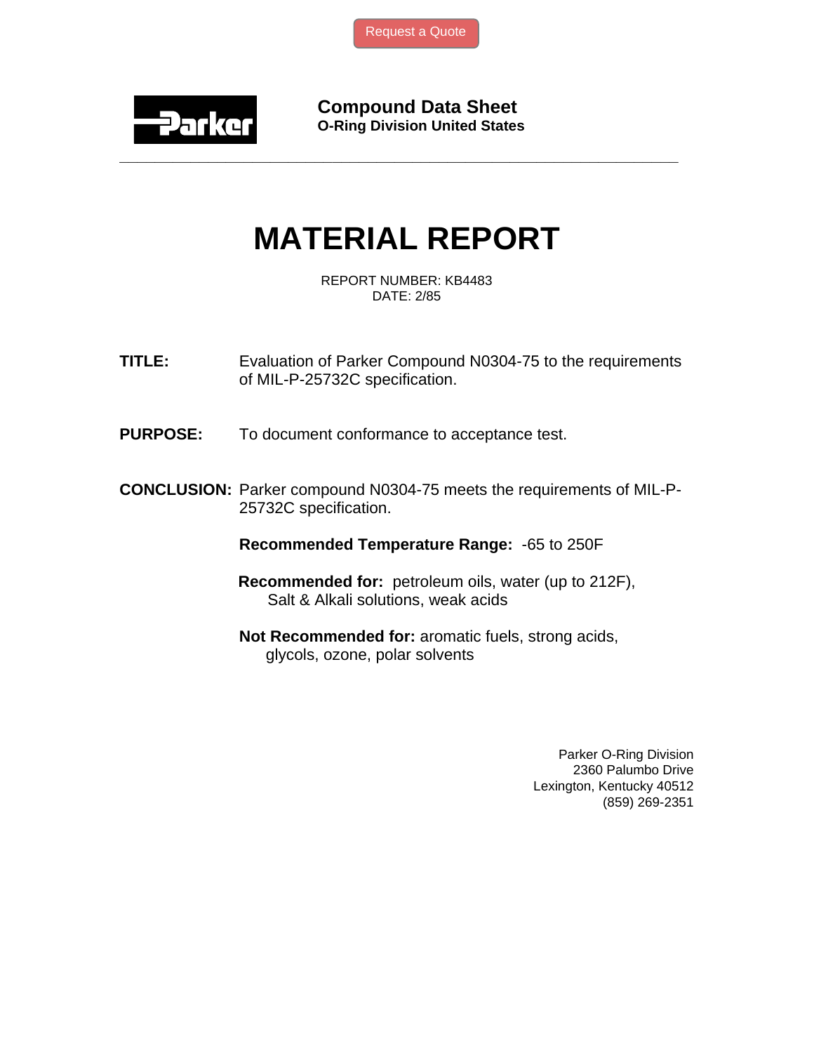Request a Quote

**Compound Data Sheet**
**O-Ring Division United States**

---

# MATERIAL REPORT

REPORT NUMBER: KB4483
DATE: 2/85

**TITLE:** Evaluation of Parker Compound N0304-75 to the requirements of MIL-P-25732C specification.

**PURPOSE:** To document conformance to acceptance test.

**CONCLUSION:** Parker compound N0304-75 meets the requirements of MIL-P-25732C specification.

**Recommended Temperature Range:** -65 to 250F

**Recommended for:** petroleum oils, water (up to 212F), Salt & Alkali solutions, weak acids

**Not Recommended for:** aromatic fuels, strong acids, glycols, ozone, polar solvents

Parker O-Ring Division
2360 Palumbo Drive
Lexington, Kentucky 40512
(859) 269-2351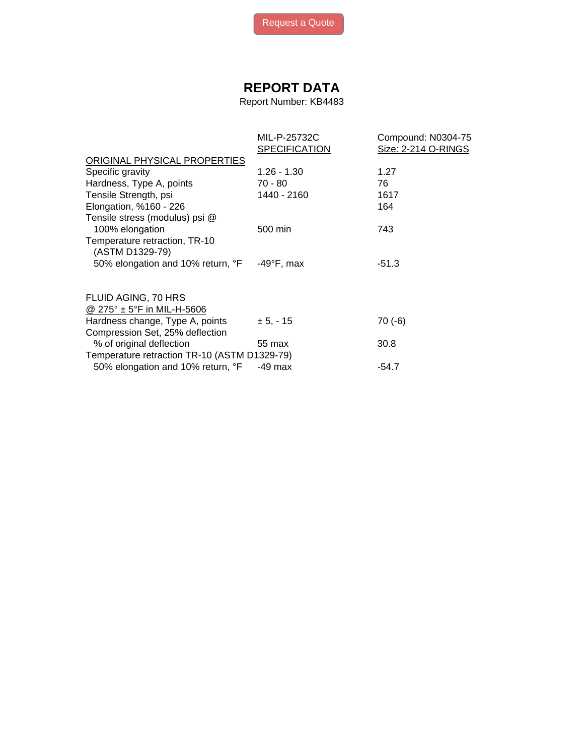Request a Quote

# REPORT DATA

Report Number: KB4483

| | MIL-P-25732C SPECIFICATION | Compound: N0304-75 Size: 2-214 O-RINGS |
|---|---|---|
| ORIGINAL PHYSICAL PROPERTIES | | |
| Specific gravity | 1.26 - 1.30 | 1.27 |
| Hardness, Type A, points | 70 - 80 | 76 |
| Tensile Strength, psi | 1440 - 2160 | 1617 |
| Elongation, %160 - 226 | | 164 |
| Tensile stress (modulus) psi @ 100% elongation | 500 min | 743 |
| Temperature retraction, TR-10 (ASTM D1329-79) 50% elongation and 10% return, °F | -49°F, max | -51.3 |
| FLUID AGING, 70 HRS @ 275° ± 5°F in MIL-H-5606 | | |
| Hardness change, Type A, points | ± 5, - 15 | 70 (-6) |
| Compression Set, 25% deflection % of original deflection | 55 max | 30.8 |
| Temperature retraction TR-10 (ASTM D1329-79) 50% elongation and 10% return, °F | -49 max | -54.7 |